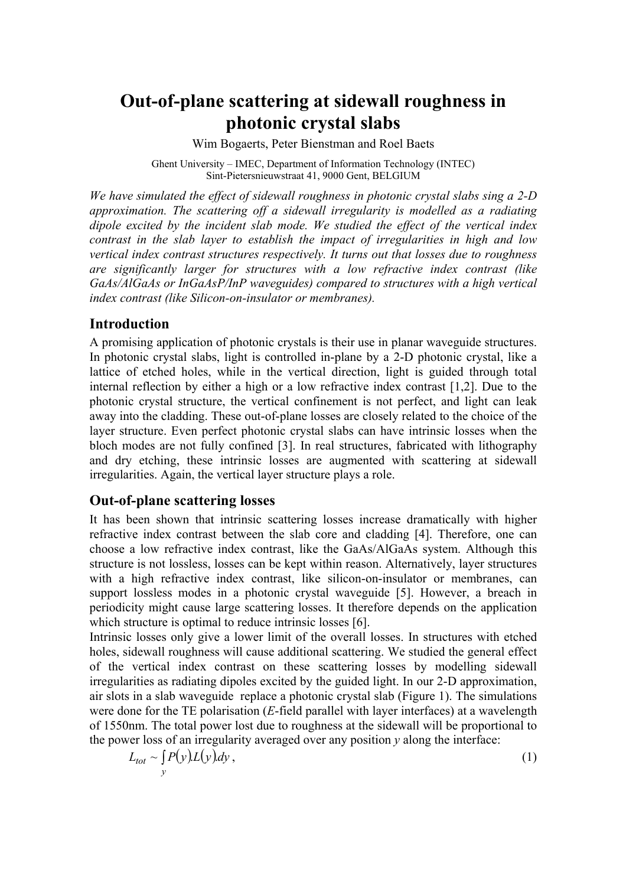# Out-of-plane scattering at sidewall roughness in photonic crystal slabs

Wim Bogaerts, Peter Bienstman and Roel Baets

Ghent University – IMEC, Department of Information Technology (INTEC)
Sint-Pietersnieuwstraat 41, 9000 Gent, BELGIUM

*We have simulated the effect of sidewall roughness in photonic crystal slabs sing a 2-D approximation. The scattering off a sidewall irregularity is modelled as a radiating dipole excited by the incident slab mode. We studied the effect of the vertical index contrast in the slab layer to establish the impact of irregularities in high and low vertical index contrast structures respectively. It turns out that losses due to roughness are significantly larger for structures with a low refractive index contrast (like GaAs/AlGaAs or InGaAsP/InP waveguides) compared to structures with a high vertical index contrast (like Silicon-on-insulator or membranes).*

## Introduction

A promising application of photonic crystals is their use in planar waveguide structures. In photonic crystal slabs, light is controlled in-plane by a 2-D photonic crystal, like a lattice of etched holes, while in the vertical direction, light is guided through total internal reflection by either a high or a low refractive index contrast [1,2]. Due to the photonic crystal structure, the vertical confinement is not perfect, and light can leak away into the cladding. These out-of-plane losses are closely related to the choice of the layer structure. Even perfect photonic crystal slabs can have intrinsic losses when the bloch modes are not fully confined [3]. In real structures, fabricated with lithography and dry etching, these intrinsic losses are augmented with scattering at sidewall irregularities. Again, the vertical layer structure plays a role.

## Out-of-plane scattering losses

It has been shown that intrinsic scattering losses increase dramatically with higher refractive index contrast between the slab core and cladding [4]. Therefore, one can choose a low refractive index contrast, like the GaAs/AlGaAs system. Although this structure is not lossless, losses can be kept within reason. Alternatively, layer structures with a high refractive index contrast, like silicon-on-insulator or membranes, can support lossless modes in a photonic crystal waveguide [5]. However, a breach in periodicity might cause large scattering losses. It therefore depends on the application which structure is optimal to reduce intrinsic losses [6].

Intrinsic losses only give a lower limit of the overall losses. In structures with etched holes, sidewall roughness will cause additional scattering. We studied the general effect of the vertical index contrast on these scattering losses by modelling sidewall irregularities as radiating dipoles excited by the guided light. In our 2-D approximation, air slots in a slab waveguide replace a photonic crystal slab (Figure 1). The simulations were done for the TE polarisation (*E*-field parallel with layer interfaces) at a wavelength of 1550nm. The total power lost due to roughness at the sidewall will be proportional to the power loss of an irregularity averaged over any position *y* along the interface:

$$L_{tot} \sim \int_{y} P(y).L(y).dy \,, \tag{1}$$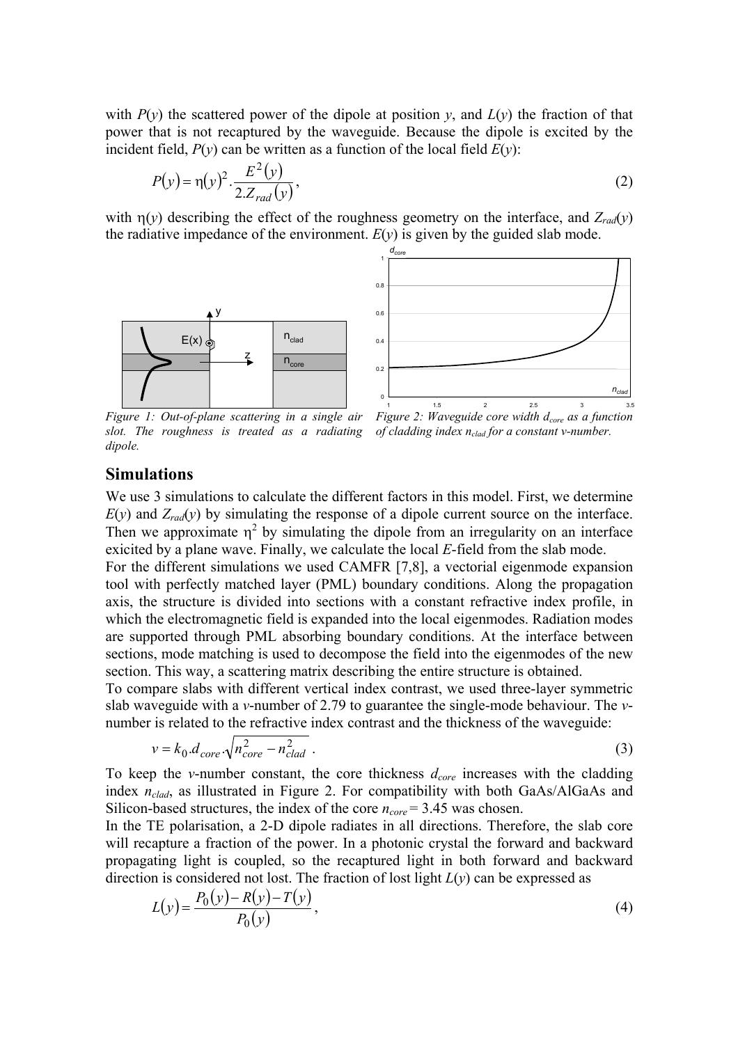with $P(y)$ the scattered power of the dipole at position $y$, and $L(y)$ the fraction of that power that is not recaptured by the waveguide. Because the dipole is excited by the incident field, $P(y)$ can be written as a function of the local field $E(y)$:

$$P(y) = \eta(y)^2 \cdot \frac{E^2(y)}{2.Z_{rad}(y)}, \tag{2}$$

with $\eta(y)$ describing the effect of the roughness geometry on the interface, and $Z_{rad}(y)$ the radiative impedance of the environment. $E(y)$ is given by the guided slab mode.

*Figure 1: Out-of-plane scattering in a single air slot. The roughness is treated as a radiating dipole.*

*Figure 2: Waveguide core width $d_{core}$ as a function of cladding index $n_{clad}$ for a constant v-number.*

## Simulations

We use 3 simulations to calculate the different factors in this model. First, we determine $E(y)$ and $Z_{rad}(y)$ by simulating the response of a dipole current source on the interface. Then we approximate $\eta^2$ by simulating the dipole from an irregularity on an interface exicited by a plane wave. Finally, we calculate the local $E$-field from the slab mode.

For the different simulations we used CAMFR [7,8], a vectorial eigenmode expansion tool with perfectly matched layer (PML) boundary conditions. Along the propagation axis, the structure is divided into sections with a constant refractive index profile, in which the electromagnetic field is expanded into the local eigenmodes. Radiation modes are supported through PML absorbing boundary conditions. At the interface between sections, mode matching is used to decompose the field into the eigenmodes of the new section. This way, a scattering matrix describing the entire structure is obtained.

To compare slabs with different vertical index contrast, we used three-layer symmetric slab waveguide with a $v$-number of 2.79 to guarantee the single-mode behaviour. The $v$-number is related to the refractive index contrast and the thickness of the waveguide:

$$v = k_0.d_{core} \cdot \sqrt{n_{core}^2 - n_{clad}^2} \ . \tag{3}$$

To keep the $v$-number constant, the core thickness $d_{core}$ increases with the cladding index $n_{clad}$, as illustrated in Figure 2. For compatibility with both GaAs/AlGaAs and Silicon-based structures, the index of the core $n_{core} = 3.45$ was chosen.

In the TE polarisation, a 2-D dipole radiates in all directions. Therefore, the slab core will recapture a fraction of the power. In a photonic crystal the forward and backward propagating light is coupled, so the recaptured light in both forward and backward direction is considered not lost. The fraction of lost light $L(y)$ can be expressed as

$$L(y) = \frac{P_0(y) - R(y) - T(y)}{P_0(y)}, \tag{4}$$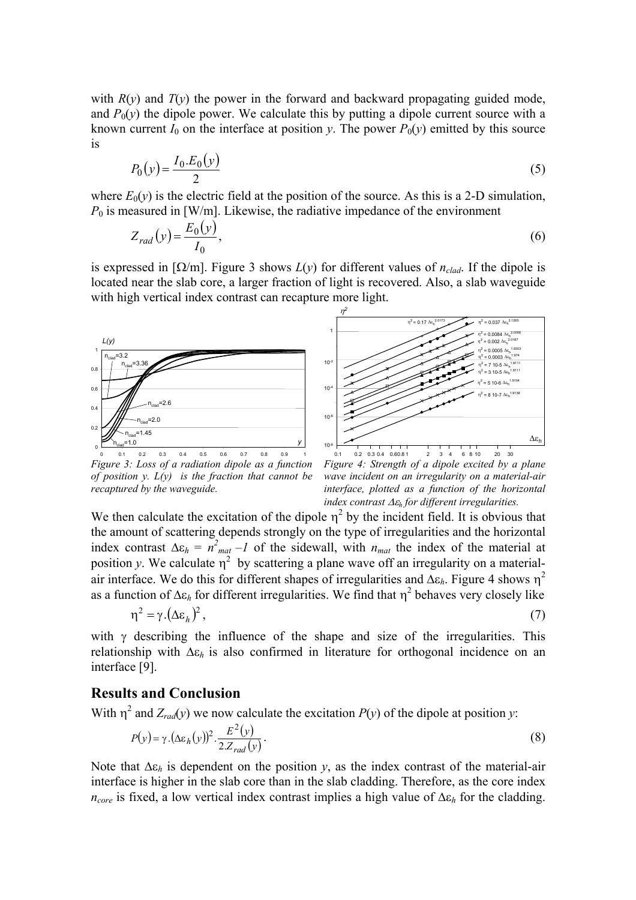with $R(y)$ and $T(y)$ the power in the forward and backward propagating guided mode, and $P_0(y)$ the dipole power. We calculate this by putting a dipole current source with a known current $I_0$ on the interface at position $y$. The power $P_0(y)$ emitted by this source is

$$P_0(y) = \frac{I_0 . E_0(y)}{2} \tag{5}$$

where $E_0(y)$ is the electric field at the position of the source. As this is a 2-D simulation, $P_0$ is measured in [W/m]. Likewise, the radiative impedance of the environment

$$Z_{rad}(y) = \frac{E_0(y)}{I_0}, \tag{6}$$

is expressed in [Ω/m]. Figure 3 shows $L(y)$ for different values of $n_{clad}$. If the dipole is located near the slab core, a larger fraction of light is recovered. Also, a slab waveguide with high vertical index contrast can recapture more light.

*Figure 3: Loss of a radiation dipole as a function of position y. L(y) is the fraction that cannot be recaptured by the waveguide.*

*Figure 4: Strength of a dipole excited by a plane wave incident on an irregularity on a material-air interface, plotted as a function of the horizontal index contrast $\Delta\varepsilon_h$ for different irregularities.*

We then calculate the excitation of the dipole $\eta^2$ by the incident field. It is obvious that the amount of scattering depends strongly on the type of irregularities and the horizontal index contrast $\Delta\varepsilon_h = n^2_{mat} - 1$ of the sidewall, with $n_{mat}$ the index of the material at position $y$. We calculate $\eta^2$ by scattering a plane wave off an irregularity on a material-air interface. We do this for different shapes of irregularities and $\Delta\varepsilon_h$. Figure 4 shows $\eta^2$ as a function of $\Delta\varepsilon_h$ for different irregularities. We find that $\eta^2$ behaves very closely like

$$\eta^2 = \gamma . (\Delta\varepsilon_h)^2, \tag{7}$$

with $\gamma$ describing the influence of the shape and size of the irregularities. This relationship with $\Delta\varepsilon_h$ is also confirmed in literature for orthogonal incidence on an interface [9].

## Results and Conclusion

With $\eta^2$ and $Z_{rad}(y)$ we now calculate the excitation $P(y)$ of the dipole at position $y$:

$$P(y) = \gamma . (\Delta\varepsilon_h(y))^2 . \frac{E^2(y)}{2 . Z_{rad}(y)}. \tag{8}$$

Note that $\Delta\varepsilon_h$ is dependent on the position $y$, as the index contrast of the material-air interface is higher in the slab core than in the slab cladding. Therefore, as the core index $n_{core}$ is fixed, a low vertical index contrast implies a high value of $\Delta\varepsilon_h$ for the cladding.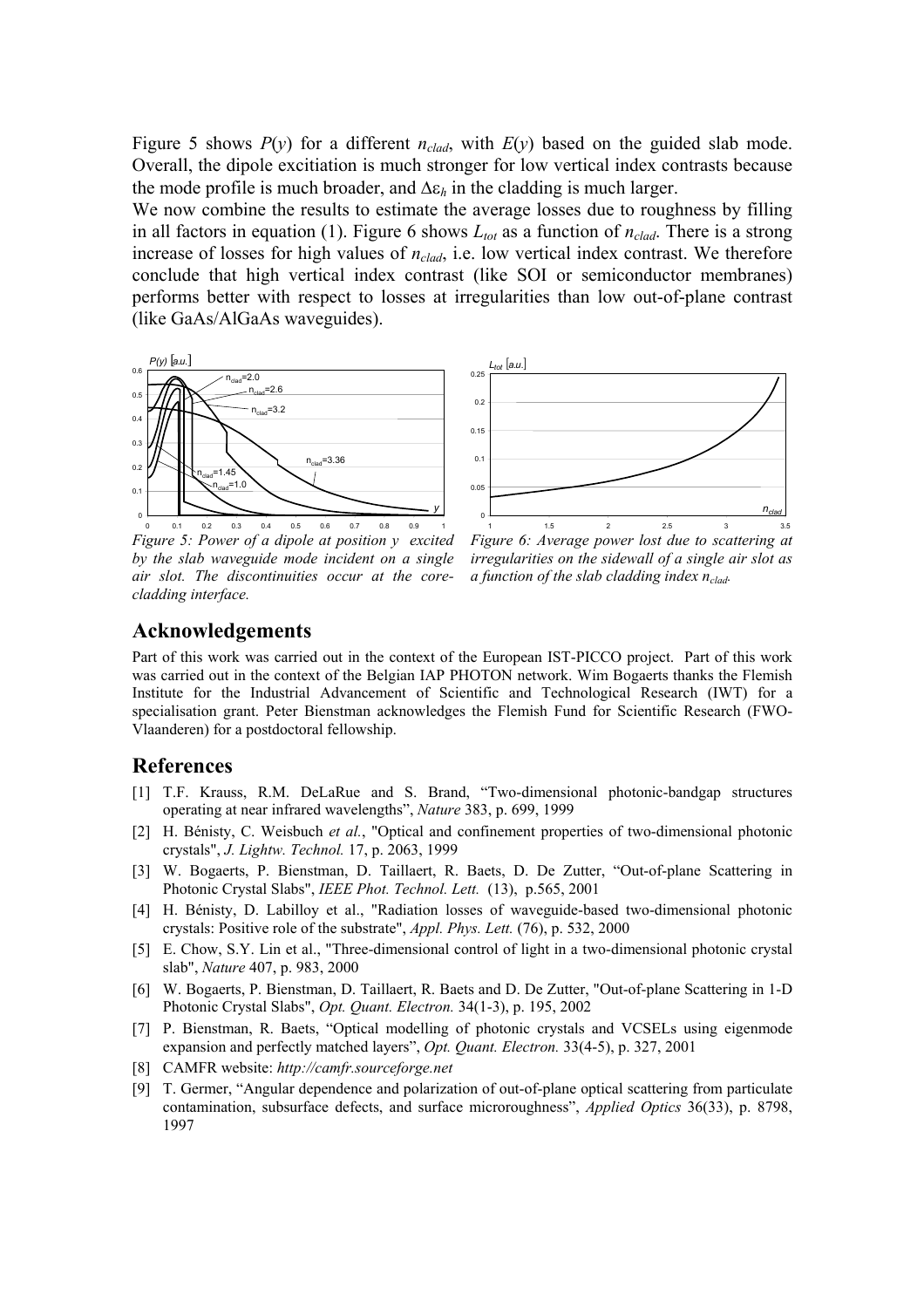Figure 5 shows $P(y)$ for a different $n_{clad}$, with $E(y)$ based on the guided slab mode. Overall, the dipole excitiation is much stronger for low vertical index contrasts because the mode profile is much broader, and $\Delta\varepsilon_h$ in the cladding is much larger.

We now combine the results to estimate the average losses due to roughness by filling in all factors in equation (1). Figure 6 shows $L_{tot}$ as a function of $n_{clad}$. There is a strong increase of losses for high values of $n_{clad}$, i.e. low vertical index contrast. We therefore conclude that high vertical index contrast (like SOI or semiconductor membranes) performs better with respect to losses at irregularities than low out-of-plane contrast (like GaAs/AlGaAs waveguides).

P(y) [a.u.]
0.6
0.5
0.4
0.3
0.2
0.1
0
0 0.1 0.2 0.3 0.4 0.5 0.6 0.7 0.8 0.9 1
y
$n_{clad}$=2.0
$n_{clad}$=2.6
$n_{clad}$=3.2
$n_{clad}$=3.36
$n_{clad}$=1.45
$n_{clad}$=1.0

*Figure 5: Power of a dipole at position y excited by the slab waveguide mode incident on a single air slot. The discontinuities occur at the core-cladding interface.*

$L_{tot}$ [a.u.]
0.25
0.2
0.15
0.1
0.05
0
1 1.5 2 2.5 3 3.5
$n_{clad}$

*Figure 6: Average power lost due to scattering at irregularities on the sidewall of a single air slot as a function of the slab cladding index $n_{clad}$.*

## Acknowledgements

Part of this work was carried out in the context of the European IST-PICCO project. Part of this work was carried out in the context of the Belgian IAP PHOTON network. Wim Bogaerts thanks the Flemish Institute for the Industrial Advancement of Scientific and Technological Research (IWT) for a specialisation grant. Peter Bienstman acknowledges the Flemish Fund for Scientific Research (FWO-Vlaanderen) for a postdoctoral fellowship.

## References

[1] T.F. Krauss, R.M. DeLaRue and S. Brand, "Two-dimensional photonic-bandgap structures operating at near infrared wavelengths", *Nature* 383, p. 699, 1999

[2] H. Bénisty, C. Weisbuch *et al.*, "Optical and confinement properties of two-dimensional photonic crystals", *J. Lightw. Technol.* 17, p. 2063, 1999

[3] W. Bogaerts, P. Bienstman, D. Taillaert, R. Baets, D. De Zutter, "Out-of-plane Scattering in Photonic Crystal Slabs", *IEEE Phot. Technol. Lett.* (13), p.565, 2001

[4] H. Bénisty, D. Labilloy et al., "Radiation losses of waveguide-based two-dimensional photonic crystals: Positive role of the substrate", *Appl. Phys. Lett.* (76), p. 532, 2000

[5] E. Chow, S.Y. Lin et al., "Three-dimensional control of light in a two-dimensional photonic crystal slab", *Nature* 407, p. 983, 2000

[6] W. Bogaerts, P. Bienstman, D. Taillaert, R. Baets and D. De Zutter, "Out-of-plane Scattering in 1-D Photonic Crystal Slabs", *Opt. Quant. Electron.* 34(1-3), p. 195, 2002

[7] P. Bienstman, R. Baets, "Optical modelling of photonic crystals and VCSELs using eigenmode expansion and perfectly matched layers", *Opt. Quant. Electron.* 33(4-5), p. 327, 2001

[8] CAMFR website: *http://camfr.sourceforge.net*

[9] T. Germer, "Angular dependence and polarization of out-of-plane optical scattering from particulate contamination, subsurface defects, and surface microroughness", *Applied Optics* 36(33), p. 8798, 1997